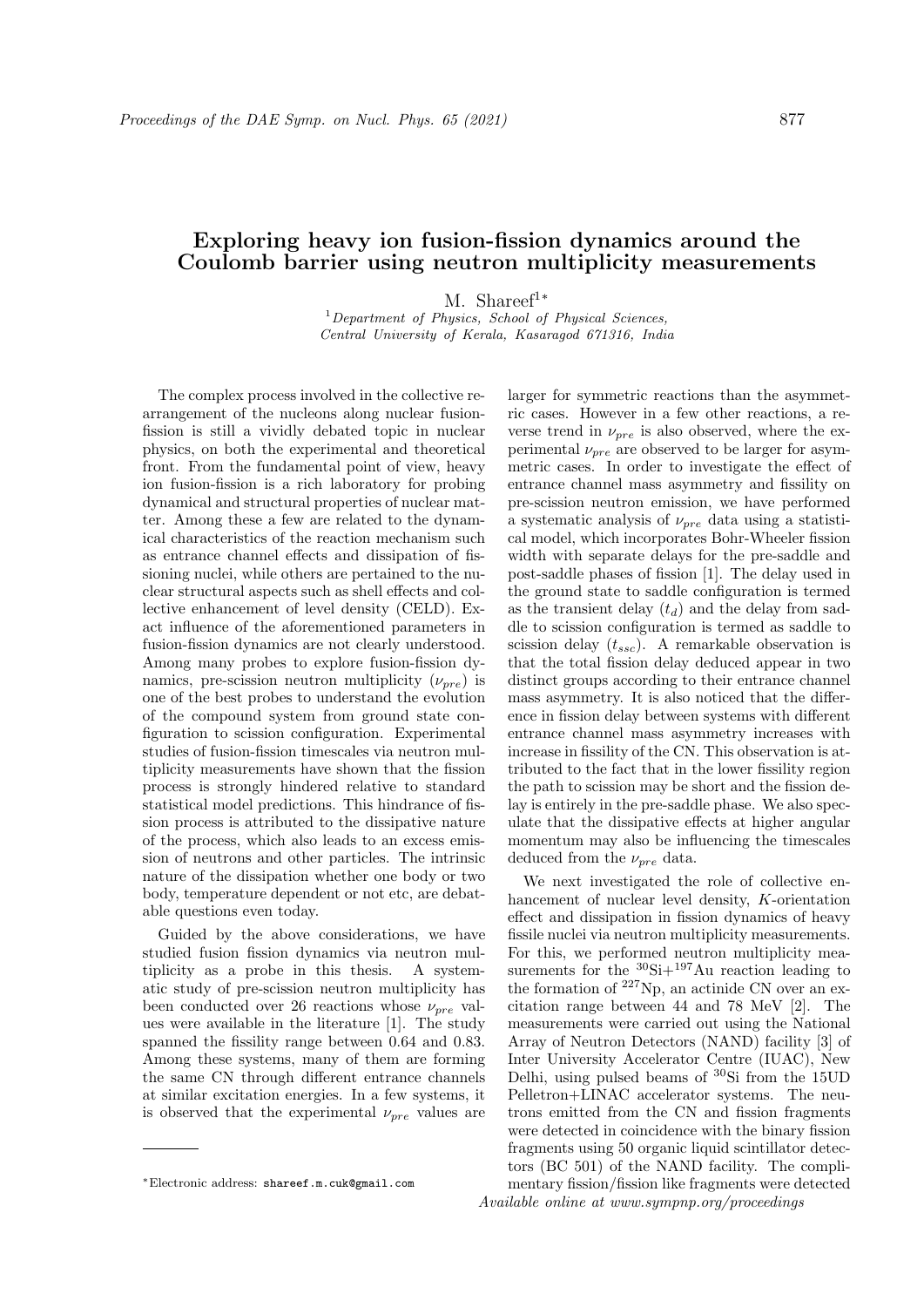# Exploring heavy ion fusion-fission dynamics around the Coulomb barrier using neutron multiplicity measurements

M. Shareef[1*]

[1] *Department of Physics, School of Physical Sciences, Central University of Kerala, Kasaragod 671316, India*

The complex process involved in the collective rearrangement of the nucleons along nuclear fusion-fission is still a vividly debated topic in nuclear physics, on both the experimental and theoretical front. From the fundamental point of view, heavy ion fusion-fission is a rich laboratory for probing dynamical and structural properties of nuclear matter. Among these a few are related to the dynamical characteristics of the reaction mechanism such as entrance channel effects and dissipation of fissioning nuclei, while others are pertained to the nuclear structural aspects such as shell effects and collective enhancement of level density (CELD). Exact influence of the aforementioned parameters in fusion-fission dynamics are not clearly understood. Among many probes to explore fusion-fission dynamics, pre-scission neutron multiplicity ($\nu_{pre}$) is one of the best probes to understand the evolution of the compound system from ground state configuration to scission configuration. Experimental studies of fusion-fission timescales via neutron multiplicity measurements have shown that the fission process is strongly hindered relative to standard statistical model predictions. This hindrance of fission process is attributed to the dissipative nature of the process, which also leads to an excess emission of neutrons and other particles. The intrinsic nature of the dissipation whether one body or two body, temperature dependent or not etc, are debatable questions even today.

Guided by the above considerations, we have studied fusion fission dynamics via neutron multiplicity as a probe in this thesis. A systematic study of pre-scission neutron multiplicity has been conducted over 26 reactions whose $\nu_{pre}$ values were available in the literature [1]. The study spanned the fissility range between 0.64 and 0.83. Among these systems, many of them are forming the same CN through different entrance channels at similar excitation energies. In a few systems, it is observed that the experimental $\nu_{pre}$ values are larger for symmetric reactions than the asymmetric cases. However in a few other reactions, a reverse trend in $\nu_{pre}$ is also observed, where the experimental $\nu_{pre}$ are observed to be larger for asymmetric cases. In order to investigate the effect of entrance channel mass asymmetry and fissility on pre-scission neutron emission, we have performed a systematic analysis of $\nu_{pre}$ data using a statistical model, which incorporates Bohr-Wheeler fission width with separate delays for the pre-saddle and post-saddle phases of fission [1]. The delay used in the ground state to saddle configuration is termed as the transient delay ($t_d$) and the delay from saddle to scission configuration is termed as saddle to scission delay ($t_{ssc}$). A remarkable observation is that the total fission delay deduced appear in two distinct groups according to their entrance channel mass asymmetry. It is also noticed that the difference in fission delay between systems with different entrance channel mass asymmetry increases with increase in fissility of the CN. This observation is attributed to the fact that in the lower fissility region the path to scission may be short and the fission delay is entirely in the pre-saddle phase. We also speculate that the dissipative effects at higher angular momentum may also be influencing the timescales deduced from the $\nu_{pre}$ data.

We next investigated the role of collective enhancement of nuclear level density, $K$-orientation effect and dissipation in fission dynamics of heavy fissile nuclei via neutron multiplicity measurements. For this, we performed neutron multiplicity measurements for the $^{30}$Si+$^{197}$Au reaction leading to the formation of $^{227}$Np, an actinide CN over an excitation range between 44 and 78 MeV [2]. The measurements were carried out using the National Array of Neutron Detectors (NAND) facility [3] of Inter University Accelerator Centre (IUAC), New Delhi, using pulsed beams of $^{30}$Si from the 15UD Pelletron+LINAC accelerator systems. The neutrons emitted from the CN and fission fragments were detected in coincidence with the binary fission fragments using 50 organic liquid scintillator detectors (BC 501) of the NAND facility. The complimentary fission/fission like fragments were detected

*Electronic address: shareef.m.cuk@gmail.com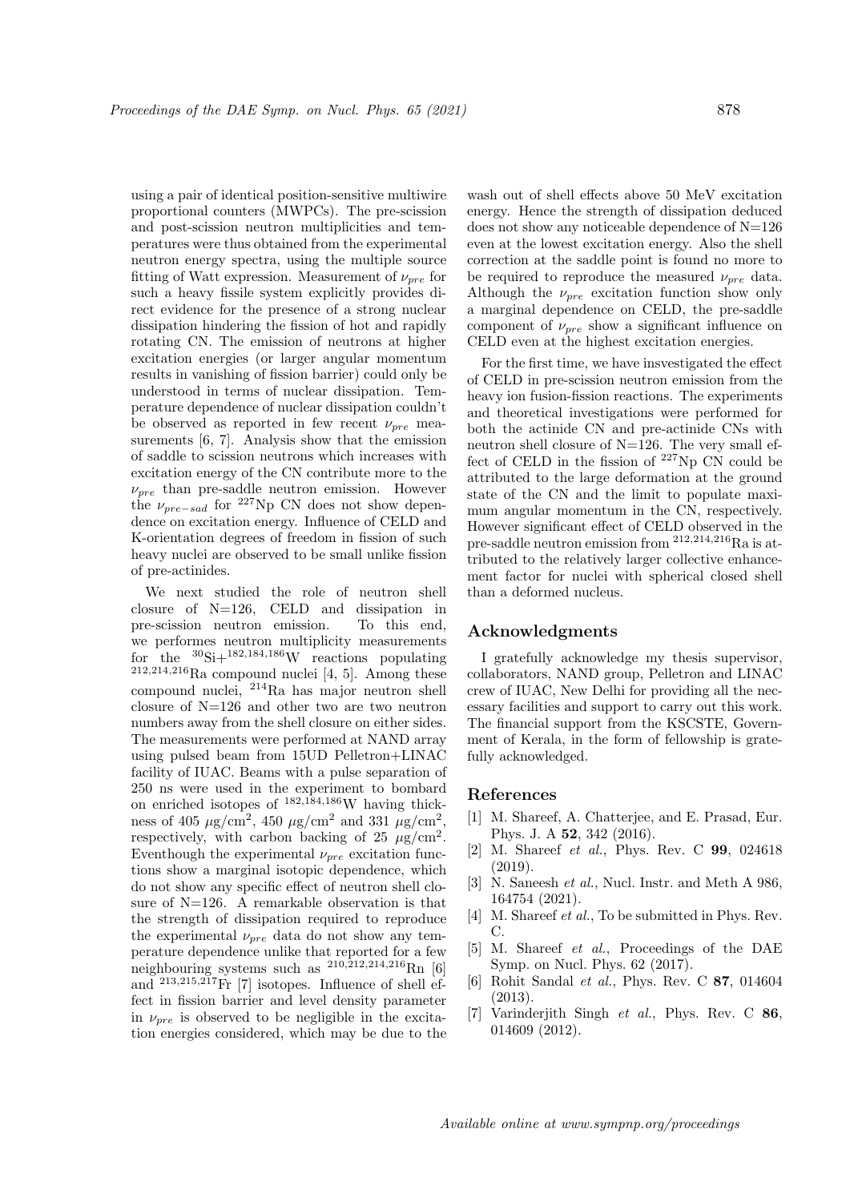using a pair of identical position-sensitive multiwire proportional counters (MWPCs). The pre-scission and post-scission neutron multiplicities and temperatures were thus obtained from the experimental neutron energy spectra, using the multiple source fitting of Watt expression. Measurement of $\nu_{pre}$ for such a heavy fissile system explicitly provides direct evidence for the presence of a strong nuclear dissipation hindering the fission of hot and rapidly rotating CN. The emission of neutrons at higher excitation energies (or larger angular momentum results in vanishing of fission barrier) could only be understood in terms of nuclear dissipation. Temperature dependence of nuclear dissipation couldn't be observed as reported in few recent $\nu_{pre}$ measurements [6, 7]. Analysis show that the emission of saddle to scission neutrons which increases with excitation energy of the CN contribute more to the $\nu_{pre}$ than pre-saddle neutron emission. However the $\nu_{pre-sad}$ for $^{227}$Np CN does not show dependence on excitation energy. Influence of CELD and K-orientation degrees of freedom in fission of such heavy nuclei are observed to be small unlike fission of pre-actinides.

We next studied the role of neutron shell closure of N=126, CELD and dissipation in pre-scission neutron emission. To this end, we performes neutron multiplicity measurements for the $^{30}$Si+$^{182,184,186}$W reactions populating $^{212,214,216}$Ra compound nuclei [4, 5]. Among these compound nuclei, $^{214}$Ra has major neutron shell closure of N=126 and other two are two neutron numbers away from the shell closure on either sides. The measurements were performed at NAND array using pulsed beam from 15UD Pelletron+LINAC facility of IUAC. Beams with a pulse separation of 250 ns were used in the experiment to bombard on enriched isotopes of $^{182,184,186}$W having thickness of 405 $\mu$g/cm$^2$, 450 $\mu$g/cm$^2$ and 331 $\mu$g/cm$^2$, respectively, with carbon backing of 25 $\mu$g/cm$^2$. Eventhough the experimental $\nu_{pre}$ excitation functions show a marginal isotopic dependence, which do not show any specific effect of neutron shell closure of N=126. A remarkable observation is that the strength of dissipation required to reproduce the experimental $\nu_{pre}$ data do not show any temperature dependence unlike that reported for a few neighbouring systems such as $^{210,212,214,216}$Rn [6] and $^{213,215,217}$Fr [7] isotopes. Influence of shell effect in fission barrier and level density parameter in $\nu_{pre}$ is observed to be negligible in the excitation energies considered, which may be due to the wash out of shell effects above 50 MeV excitation energy. Hence the strength of dissipation deduced does not show any noticeable dependence of N=126 even at the lowest excitation energy. Also the shell correction at the saddle point is found no more to be required to reproduce the measured $\nu_{pre}$ data. Although the $\nu_{pre}$ excitation function show only a marginal dependence on CELD, the pre-saddle component of $\nu_{pre}$ show a significant influence on CELD even at the highest excitation energies.

For the first time, we have insvestigated the effect of CELD in pre-scission neutron emission from the heavy ion fusion-fission reactions. The experiments and theoretical investigations were performed for both the actinide CN and pre-actinide CNs with neutron shell closure of N=126. The very small effect of CELD in the fission of $^{227}$Np CN could be attributed to the large deformation at the ground state of the CN and the limit to populate maximum angular momentum in the CN, respectively. However significant effect of CELD observed in the pre-saddle neutron emission from $^{212,214,216}$Ra is attributed to the relatively larger collective enhancement factor for nuclei with spherical closed shell than a deformed nucleus.

## Acknowledgments

I gratefully acknowledge my thesis supervisor, collaborators, NAND group, Pelletron and LINAC crew of IUAC, New Delhi for providing all the necessary facilities and support to carry out this work. The financial support from the KSCSTE, Government of Kerala, in the form of fellowship is gratefully acknowledged.

## References

[1] M. Shareef, A. Chatterjee, and E. Prasad, Eur. Phys. J. A **52**, 342 (2016).

[2] M. Shareef *et al.*, Phys. Rev. C **99**, 024618 (2019).

[3] N. Saneesh *et al.*, Nucl. Instr. and Meth A 986, 164754 (2021).

[4] M. Shareef *et al.*, To be submitted in Phys. Rev. C.

[5] M. Shareef *et al.*, Proceedings of the DAE Symp. on Nucl. Phys. 62 (2017).

[6] Rohit Sandal *et al.*, Phys. Rev. C **87**, 014604 (2013).

[7] Varinderjith Singh *et al.*, Phys. Rev. C **86**, 014609 (2012).